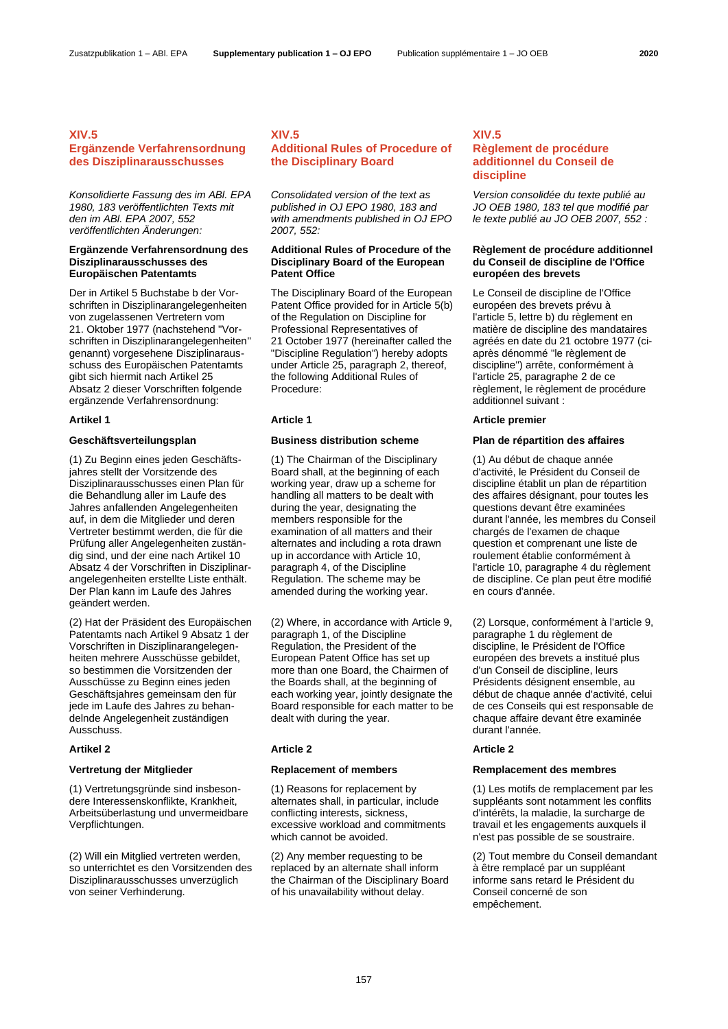# XIV.5 Ergänzende Verfahrensordnung des Disziplinarausschusses

*Konsolidierte Fassung des im ABl. EPA 1980, 183 veröffentlichten Texts mit den im ABl. EPA 2007, 552 veröffentlichten Änderungen:*

**Ergänzende Verfahrensordnung des Disziplinarausschusses des Europäischen Patentamts**

Der in Artikel 5 Buchstabe b der Vorschriften in Disziplinarangelegenheiten von zugelassenen Vertretern vom 21. Oktober 1977 (nachstehend "Vorschriften in Disziplinarangelegenheiten" genannt) vorgesehene Disziplinarausschuss des Europäischen Patentamts gibt sich hiermit nach Artikel 25 Absatz 2 dieser Vorschriften folgende ergänzende Verfahrensordnung:

**Artikel 1**

**Geschäftsverteilungsplan**

(1) Zu Beginn eines jeden Geschäftsjahres stellt der Vorsitzende des Disziplinarausschusses einen Plan für die Behandlung aller im Laufe des Jahres anfallenden Angelegenheiten auf, in dem die Mitglieder und deren Vertreter bestimmt werden, die für die Prüfung aller Angelegenheiten zuständig sind, und der eine nach Artikel 10 Absatz 4 der Vorschriften in Disziplinarangelegenheiten erstellte Liste enthält. Der Plan kann im Laufe des Jahres geändert werden.

(2) Hat der Präsident des Europäischen Patentamts nach Artikel 9 Absatz 1 der Vorschriften in Disziplinarangelegenheiten mehrere Ausschüsse gebildet, so bestimmen die Vorsitzenden der Ausschüsse zu Beginn eines jeden Geschäftsjahres gemeinsam den für jede im Laufe des Jahres zu behandelnde Angelegenheit zuständigen Ausschuss.

**Artikel 2**

**Vertretung der Mitglieder**

(1) Vertretungsgründe sind insbesondere Interessenskonflikte, Krankheit, Arbeitsüberlastung und unvermeidbare Verpflichtungen.

(2) Will ein Mitglied vertreten werden, so unterrichtet es den Vorsitzenden des Disziplinarausschusses unverzüglich von seiner Verhinderung.

# XIV.5 Additional Rules of Procedure of the Disciplinary Board

*Consolidated version of the text as published in OJ EPO 1980, 183 and with amendments published in OJ EPO 2007, 552:*

**Additional Rules of Procedure of the Disciplinary Board of the European Patent Office**

The Disciplinary Board of the European Patent Office provided for in Article 5(b) of the Regulation on Discipline for Professional Representatives of 21 October 1977 (hereinafter called the "Discipline Regulation") hereby adopts under Article 25, paragraph 2, thereof, the following Additional Rules of Procedure:

**Article 1**

**Business distribution scheme**

(1) The Chairman of the Disciplinary Board shall, at the beginning of each working year, draw up a scheme for handling all matters to be dealt with during the year, designating the members responsible for the examination of all matters and their alternates and including a rota drawn up in accordance with Article 10, paragraph 4, of the Discipline Regulation. The scheme may be amended during the working year.

(2) Where, in accordance with Article 9, paragraph 1, of the Discipline Regulation, the President of the European Patent Office has set up more than one Board, the Chairmen of the Boards shall, at the beginning of each working year, jointly designate the Board responsible for each matter to be dealt with during the year.

**Article 2**

**Replacement of members**

(1) Reasons for replacement by alternates shall, in particular, include conflicting interests, sickness, excessive workload and commitments which cannot be avoided.

(2) Any member requesting to be replaced by an alternate shall inform the Chairman of the Disciplinary Board of his unavailability without delay.

# XIV.5 Règlement de procédure additionnel du Conseil de discipline

*Version consolidée du texte publié au JO OEB 1980, 183 tel que modifié par le texte publié au JO OEB 2007, 552 :*

**Règlement de procédure additionnel du Conseil de discipline de l'Office européen des brevets**

Le Conseil de discipline de l'Office européen des brevets prévu à l'article 5, lettre b) du règlement en matière de discipline des mandataires agréés en date du 21 octobre 1977 (ci-après dénommé "le règlement de discipline") arrête, conformément à l'article 25, paragraphe 2 de ce règlement, le règlement de procédure additionnel suivant :

**Article premier**

**Plan de répartition des affaires**

(1) Au début de chaque année d'activité, le Président du Conseil de discipline établit un plan de répartition des affaires désignant, pour toutes les questions devant être examinées durant l'année, les membres du Conseil chargés de l'examen de chaque question et comprenant une liste de roulement établie conformément à l'article 10, paragraphe 4 du règlement de discipline. Ce plan peut être modifié en cours d'année.

(2) Lorsque, conformément à l'article 9, paragraphe 1 du règlement de discipline, le Président de l'Office européen des brevets a institué plus d'un Conseil de discipline, leurs Présidents désignent ensemble, au début de chaque année d'activité, celui de ces Conseils qui est responsable de chaque affaire devant être examinée durant l'année.

**Article 2**

**Remplacement des membres**

(1) Les motifs de remplacement par les suppléants sont notamment les conflits d'intérêts, la maladie, la surcharge de travail et les engagements auxquels il n'est pas possible de se soustraire.

(2) Tout membre du Conseil demandant à être remplacé par un suppléant informe sans retard le Président du Conseil concerné de son empêchement.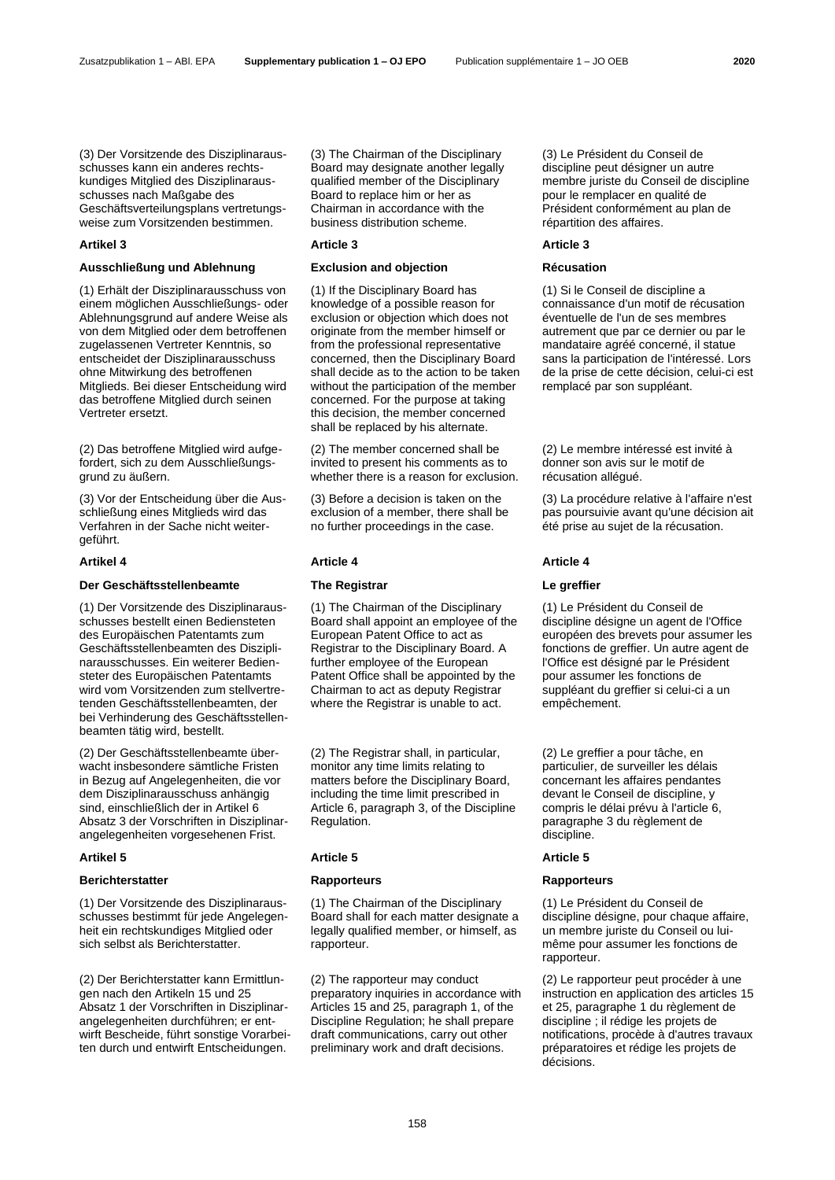(3) Der Vorsitzende des Disziplinarausschusses kann ein anderes rechtskundiges Mitglied des Disziplinarausschusses nach Maßgabe des Geschäftsverteilungsplans vertretungsweise zum Vorsitzenden bestimmen.

### Artikel 3

### Ausschließung und Ablehnung

(1) Erhält der Disziplinarausschuss von einem möglichen Ausschließungs- oder Ablehnungsgrund auf andere Weise als von dem Mitglied oder dem betroffenen zugelassenen Vertreter Kenntnis, so entscheidet der Disziplinarausschuss ohne Mitwirkung des betroffenen Mitglieds. Bei dieser Entscheidung wird das betroffene Mitglied durch seinen Vertreter ersetzt.

(2) Das betroffene Mitglied wird aufgefordert, sich zu dem Ausschließungsgrund zu äußern.

(3) Vor der Entscheidung über die Ausschließung eines Mitglieds wird das Verfahren in der Sache nicht weitergeführt.

### Artikel 4

### Der Geschäftsstellenbeamte

(1) Der Vorsitzende des Disziplinarausschusses bestellt einen Bediensteten des Europäischen Patentamts zum Geschäftsstellenbeamten des Disziplinarausschusses. Ein weiterer Bediensteter des Europäischen Patentamts wird vom Vorsitzenden zum stellvertretenden Geschäftsstellenbeamten, der bei Verhinderung des Geschäftsstellenbeamten tätig wird, bestellt.

(2) Der Geschäftsstellenbeamte überwacht insbesondere sämtliche Fristen in Bezug auf Angelegenheiten, die vor dem Disziplinarausschuss anhängig sind, einschließlich der in Artikel 6 Absatz 3 der Vorschriften in Disziplinarangelegenheiten vorgesehenen Frist.

### Artikel 5

### Berichterstatter

(1) Der Vorsitzende des Disziplinarausschusses bestimmt für jede Angelegenheit ein rechtskundiges Mitglied oder sich selbst als Berichterstatter.

(2) Der Berichterstatter kann Ermittlungen nach den Artikeln 15 und 25 Absatz 1 der Vorschriften in Disziplinarangelegenheiten durchführen; er entwirft Bescheide, führt sonstige Vorarbeiten durch und entwirft Entscheidungen.

---

(3) The Chairman of the Disciplinary Board may designate another legally qualified member of the Disciplinary Board to replace him or her as Chairman in accordance with the business distribution scheme.

### Article 3

### Exclusion and objection

(1) If the Disciplinary Board has knowledge of a possible reason for exclusion or objection which does not originate from the member himself or from the professional representative concerned, then the Disciplinary Board shall decide as to the action to be taken without the participation of the member concerned. For the purpose at taking this decision, the member concerned shall be replaced by his alternate.

(2) The member concerned shall be invited to present his comments as to whether there is a reason for exclusion.

(3) Before a decision is taken on the exclusion of a member, there shall be no further proceedings in the case.

### Article 4

### The Registrar

(1) The Chairman of the Disciplinary Board shall appoint an employee of the European Patent Office to act as Registrar to the Disciplinary Board. A further employee of the European Patent Office shall be appointed by the Chairman to act as deputy Registrar where the Registrar is unable to act.

(2) The Registrar shall, in particular, monitor any time limits relating to matters before the Disciplinary Board, including the time limit prescribed in Article 6, paragraph 3, of the Discipline Regulation.

### Article 5

### Rapporteurs

(1) The Chairman of the Disciplinary Board shall for each matter designate a legally qualified member, or himself, as rapporteur.

(2) The rapporteur may conduct preparatory inquiries in accordance with Articles 15 and 25, paragraph 1, of the Discipline Regulation; he shall prepare draft communications, carry out other preliminary work and draft decisions.

---

(3) Le Président du Conseil de discipline peut désigner un autre membre juriste du Conseil de discipline pour le remplacer en qualité de Président conformément au plan de répartition des affaires.

### Article 3

### Récusation

(1) Si le Conseil de discipline a connaissance d'un motif de récusation éventuelle de l'un de ses membres autrement que par ce dernier ou par le mandataire agréé concerné, il statue sans la participation de l'intéressé. Lors de la prise de cette décision, celui-ci est remplacé par son suppléant.

(2) Le membre intéressé est invité à donner son avis sur le motif de récusation allégué.

(3) La procédure relative à l'affaire n'est pas poursuivie avant qu'une décision ait été prise au sujet de la récusation.

### Article 4

### Le greffier

(1) Le Président du Conseil de discipline désigne un agent de l'Office européen des brevets pour assumer les fonctions de greffier. Un autre agent de l'Office est désigné par le Président pour assumer les fonctions de suppléant du greffier si celui-ci a un empêchement.

(2) Le greffier a pour tâche, en particulier, de surveiller les délais concernant les affaires pendantes devant le Conseil de discipline, y compris le délai prévu à l'article 6, paragraphe 3 du règlement de discipline.

### Article 5

### Rapporteurs

(1) Le Président du Conseil de discipline désigne, pour chaque affaire, un membre juriste du Conseil ou lui-même pour assumer les fonctions de rapporteur.

(2) Le rapporteur peut procéder à une instruction en application des articles 15 et 25, paragraphe 1 du règlement de discipline ; il rédige les projets de notifications, procède à d'autres travaux préparatoires et rédige les projets de décisions.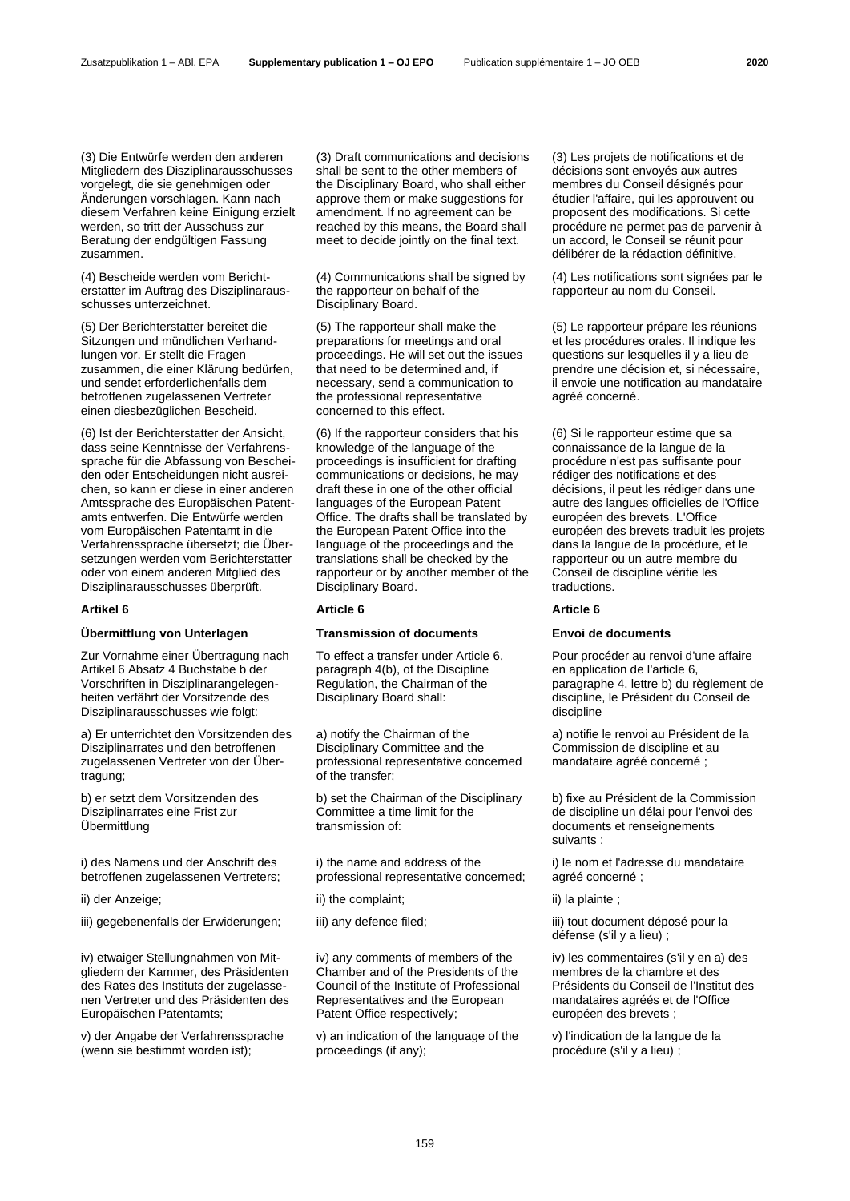(3) Die Entwürfe werden den anderen Mitgliedern des Disziplinarausschusses vorgelegt, die sie genehmigen oder Änderungen vorschlagen. Kann nach diesem Verfahren keine Einigung erzielt werden, so tritt der Ausschuss zur Beratung der endgültigen Fassung zusammen.

(4) Bescheide werden vom Berichterstatter im Auftrag des Disziplinarausschusses unterzeichnet.

(5) Der Berichterstatter bereitet die Sitzungen und mündlichen Verhandlungen vor. Er stellt die Fragen zusammen, die einer Klärung bedürfen, und sendet erforderlichenfalls dem betroffenen zugelassenen Vertreter einen diesbezüglichen Bescheid.

(6) Ist der Berichterstatter der Ansicht, dass seine Kenntnisse der Verfahrenssprache für die Abfassung von Bescheiden oder Entscheidungen nicht ausreichen, so kann er diese in einer anderen Amtssprache des Europäischen Patentamts entwerfen. Die Entwürfe werden vom Europäischen Patentamt in die Verfahrenssprache übersetzt; die Übersetzungen werden vom Berichterstatter oder von einem anderen Mitglied des Disziplinarausschusses überprüft.

### Artikel 6

### Übermittlung von Unterlagen

Zur Vornahme einer Übertragung nach Artikel 6 Absatz 4 Buchstabe b der Vorschriften in Disziplinarangelegenheiten verfährt der Vorsitzende des Disziplinarausschusses wie folgt:

a) Er unterrichtet den Vorsitzenden des Disziplinarrates und den betroffenen zugelassenen Vertreter von der Übertragung;

b) er setzt dem Vorsitzenden des Disziplinarrates eine Frist zur Übermittlung

i) des Namens und der Anschrift des betroffenen zugelassenen Vertreters;

ii) der Anzeige;

iii) gegebenenfalls der Erwiderungen;

iv) etwaiger Stellungnahmen von Mitgliedern der Kammer, des Präsidenten des Rates des Instituts der zugelassenen Vertreter und des Präsidenten des Europäischen Patentamts;

v) der Angabe der Verfahrenssprache (wenn sie bestimmt worden ist);

(3) Draft communications and decisions shall be sent to the other members of the Disciplinary Board, who shall either approve them or make suggestions for amendment. If no agreement can be reached by this means, the Board shall meet to decide jointly on the final text.

(4) Communications shall be signed by the rapporteur on behalf of the Disciplinary Board.

(5) The rapporteur shall make the preparations for meetings and oral proceedings. He will set out the issues that need to be determined and, if necessary, send a communication to the professional representative concerned to this effect.

(6) If the rapporteur considers that his knowledge of the language of the proceedings is insufficient for drafting communications or decisions, he may draft these in one of the other official languages of the European Patent Office. The drafts shall be translated by the European Patent Office into the language of the proceedings and the translations shall be checked by the rapporteur or by another member of the Disciplinary Board.

### Article 6

### Transmission of documents

To effect a transfer under Article 6, paragraph 4(b), of the Discipline Regulation, the Chairman of the Disciplinary Board shall:

a) notify the Chairman of the Disciplinary Committee and the professional representative concerned of the transfer;

b) set the Chairman of the Disciplinary Committee a time limit for the transmission of:

i) the name and address of the professional representative concerned;

ii) the complaint;

iii) any defence filed;

iv) any comments of members of the Chamber and of the Presidents of the Council of the Institute of Professional Representatives and the European Patent Office respectively;

v) an indication of the language of the proceedings (if any);

(3) Les projets de notifications et de décisions sont envoyés aux autres membres du Conseil désignés pour étudier l'affaire, qui les approuvent ou proposent des modifications. Si cette procédure ne permet pas de parvenir à un accord, le Conseil se réunit pour délibérer de la rédaction définitive.

(4) Les notifications sont signées par le rapporteur au nom du Conseil.

(5) Le rapporteur prépare les réunions et les procédures orales. Il indique les questions sur lesquelles il y a lieu de prendre une décision et, si nécessaire, il envoie une notification au mandataire agréé concerné.

(6) Si le rapporteur estime que sa connaissance de la langue de la procédure n'est pas suffisante pour rédiger des notifications et des décisions, il peut les rédiger dans une autre des langues officielles de l'Office européen des brevets. L'Office européen des brevets traduit les projets dans la langue de la procédure, et le rapporteur ou un autre membre du Conseil de discipline vérifie les traductions.

### Article 6

### Envoi de documents

Pour procéder au renvoi d'une affaire en application de l'article 6, paragraphe 4, lettre b) du règlement de discipline, le Président du Conseil de discipline

a) notifie le renvoi au Président de la Commission de discipline et au mandataire agréé concerné ;

b) fixe au Président de la Commission de discipline un délai pour l'envoi des documents et renseignements suivants :

i) le nom et l'adresse du mandataire agréé concerné ;

ii) la plainte ;

iii) tout document déposé pour la défense (s'il y a lieu) ;

iv) les commentaires (s'il y en a) des membres de la chambre et des Présidents du Conseil de l'Institut des mandataires agréés et de l'Office européen des brevets ;

v) l'indication de la langue de la procédure (s'il y a lieu) ;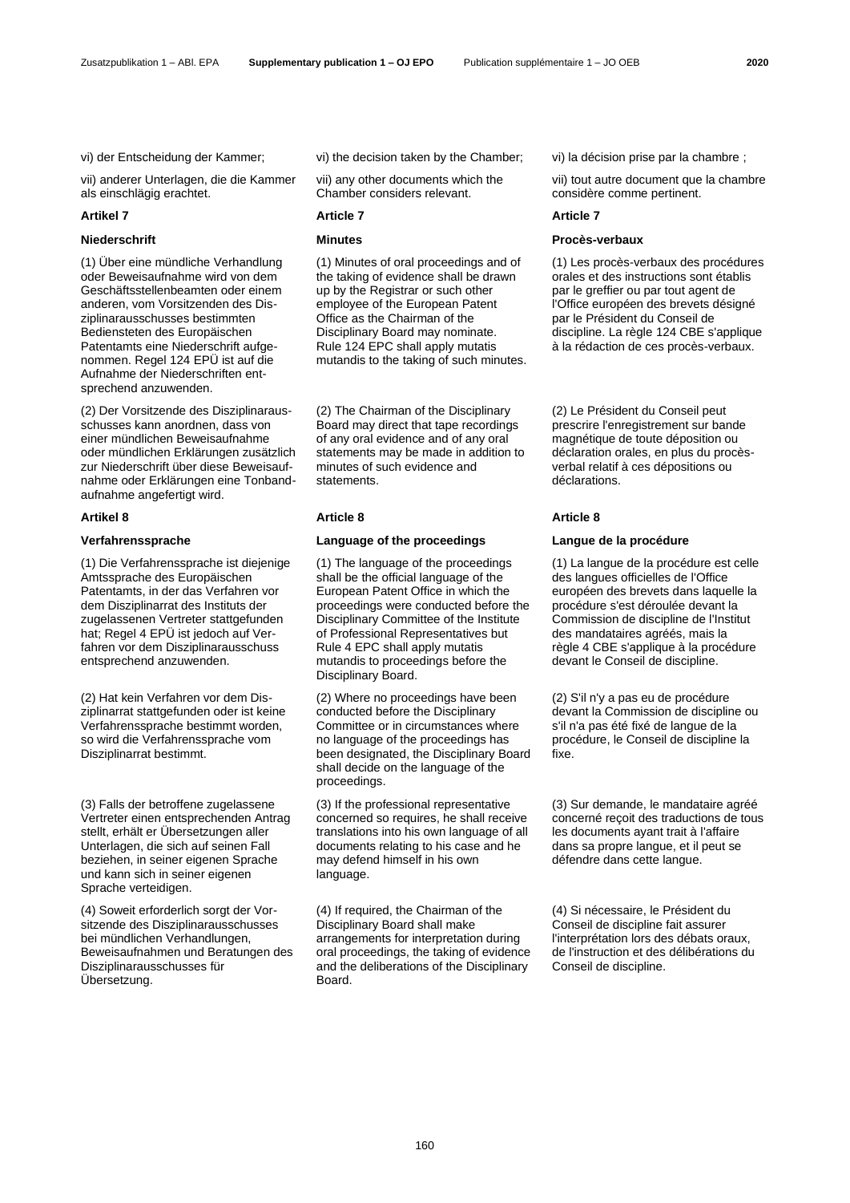vi) der Entscheidung der Kammer;

vii) anderer Unterlagen, die die Kammer als einschlägig erachtet.

### Artikel 7

### Niederschrift

(1) Über eine mündliche Verhandlung oder Beweisaufnahme wird von dem Geschäftsstellenbeamten oder einem anderen, vom Vorsitzenden des Disziplinarausschusses bestimmten Bediensteten des Europäischen Patentamts eine Niederschrift aufgenommen. Regel 124 EPÜ ist auf die Aufnahme der Niederschriften entsprechend anzuwenden.

(2) Der Vorsitzende des Disziplinarausschusses kann anordnen, dass von einer mündlichen Beweisaufnahme oder mündlichen Erklärungen zusätzlich zur Niederschrift über diese Beweisaufnahme oder Erklärungen eine Tonbandaufnahme angefertigt wird.

### Artikel 8

### Verfahrenssprache

(1) Die Verfahrenssprache ist diejenige Amtssprache des Europäischen Patentamts, in der das Verfahren vor dem Disziplinarrat des Instituts der zugelassenen Vertreter stattgefunden hat; Regel 4 EPÜ ist jedoch auf Verfahren vor dem Disziplinarausschuss entsprechend anzuwenden.

(2) Hat kein Verfahren vor dem Disziplinarrat stattgefunden oder ist keine Verfahrenssprache bestimmt worden, so wird die Verfahrenssprache vom Disziplinarrat bestimmt.

(3) Falls der betroffene zugelassene Vertreter einen entsprechenden Antrag stellt, erhält er Übersetzungen aller Unterlagen, die sich auf seinen Fall beziehen, in seiner eigenen Sprache und kann sich in seiner eigenen Sprache verteidigen.

(4) Soweit erforderlich sorgt der Vorsitzende des Disziplinarausschusses bei mündlichen Verhandlungen, Beweisaufnahmen und Beratungen des Disziplinarausschusses für Übersetzung.

vi) the decision taken by the Chamber;

vii) any other documents which the Chamber considers relevant.

### Article 7

### Minutes

(1) Minutes of oral proceedings and of the taking of evidence shall be drawn up by the Registrar or such other employee of the European Patent Office as the Chairman of the Disciplinary Board may nominate. Rule 124 EPC shall apply mutatis mutandis to the taking of such minutes.

(2) The Chairman of the Disciplinary Board may direct that tape recordings of any oral evidence and of any oral statements may be made in addition to minutes of such evidence and statements.

### Article 8

### Language of the proceedings

(1) The language of the proceedings shall be the official language of the European Patent Office in which the proceedings were conducted before the Disciplinary Committee of the Institute of Professional Representatives but Rule 4 EPC shall apply mutatis mutandis to proceedings before the Disciplinary Board.

(2) Where no proceedings have been conducted before the Disciplinary Committee or in circumstances where no language of the proceedings has been designated, the Disciplinary Board shall decide on the language of the proceedings.

(3) If the professional representative concerned so requires, he shall receive translations into his own language of all documents relating to his case and he may defend himself in his own language.

(4) If required, the Chairman of the Disciplinary Board shall make arrangements for interpretation during oral proceedings, the taking of evidence and the deliberations of the Disciplinary Board.

vi) la décision prise par la chambre ;

vii) tout autre document que la chambre considère comme pertinent.

### Article 7

### Procès-verbaux

(1) Les procès-verbaux des procédures orales et des instructions sont établis par le greffier ou par tout agent de l'Office européen des brevets désigné par le Président du Conseil de discipline. La règle 124 CBE s'applique à la rédaction de ces procès-verbaux.

(2) Le Président du Conseil peut prescrire l'enregistrement sur bande magnétique de toute déposition ou déclaration orales, en plus du procès-verbal relatif à ces dépositions ou déclarations.

### Article 8

### Langue de la procédure

(1) La langue de la procédure est celle des langues officielles de l'Office européen des brevets dans laquelle la procédure s'est déroulée devant la Commission de discipline de l'Institut des mandataires agréés, mais la règle 4 CBE s'applique à la procédure devant le Conseil de discipline.

(2) S'il n'y a pas eu de procédure devant la Commission de discipline ou s'il n'a pas été fixé de langue de la procédure, le Conseil de discipline la fixe.

(3) Sur demande, le mandataire agréé concerné reçoit des traductions de tous les documents ayant trait à l'affaire dans sa propre langue, et il peut se défendre dans cette langue.

(4) Si nécessaire, le Président du Conseil de discipline fait assurer l'interprétation lors des débats oraux, de l'instruction et des délibérations du Conseil de discipline.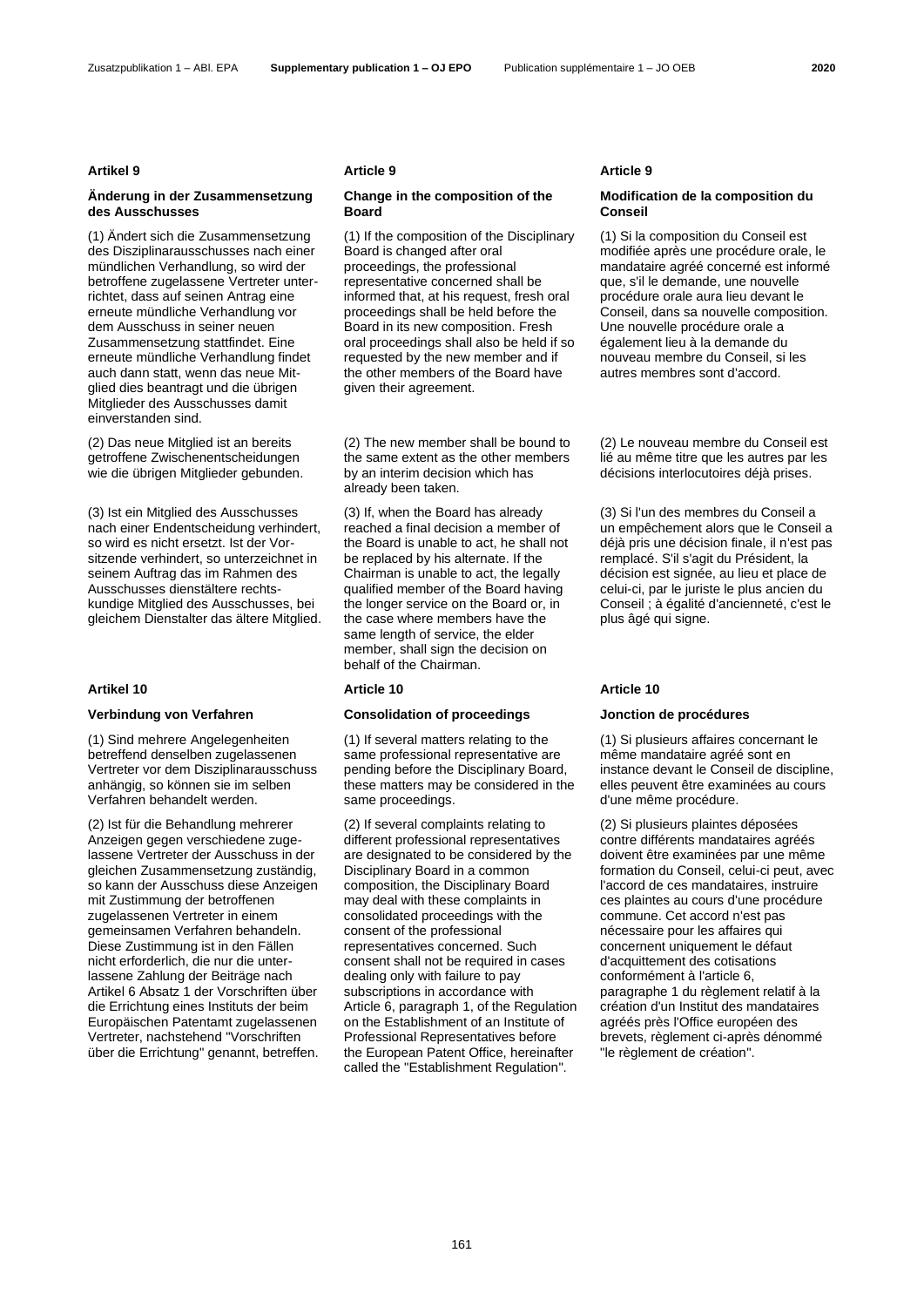**Artikel 9**

**Änderung in der Zusammensetzung des Ausschusses**

(1) Ändert sich die Zusammensetzung des Disziplinarausschusses nach einer mündlichen Verhandlung, so wird der betroffene zugelassene Vertreter unterrichtet, dass auf seinen Antrag eine erneute mündliche Verhandlung vor dem Ausschuss in seiner neuen Zusammensetzung stattfindet. Eine erneute mündliche Verhandlung findet auch dann statt, wenn das neue Mitglied dies beantragt und die übrigen Mitglieder des Ausschusses damit einverstanden sind.

(2) Das neue Mitglied ist an bereits getroffene Zwischenentscheidungen wie die übrigen Mitglieder gebunden.

(3) Ist ein Mitglied des Ausschusses nach einer Endentscheidung verhindert, so wird es nicht ersetzt. Ist der Vorsitzende verhindert, so unterzeichnet in seinem Auftrag das im Rahmen des Ausschusses dienstältere rechtskundige Mitglied des Ausschusses, bei gleichem Dienstalter das ältere Mitglied.

**Artikel 10**

**Verbindung von Verfahren**

(1) Sind mehrere Angelegenheiten betreffend denselben zugelassenen Vertreter vor dem Disziplinarausschuss anhängig, so können sie im selben Verfahren behandelt werden.

(2) Ist für die Behandlung mehrerer Anzeigen gegen verschiedene zugelassene Vertreter der Ausschuss in der gleichen Zusammensetzung zuständig, so kann der Ausschuss diese Anzeigen mit Zustimmung der betroffenen zugelassenen Vertreter in einem gemeinsamen Verfahren behandeln. Diese Zustimmung ist in den Fällen nicht erforderlich, die nur die unterlassene Zahlung der Beiträge nach Artikel 6 Absatz 1 der Vorschriften über die Errichtung eines Instituts der beim Europäischen Patentamt zugelassenen Vertreter, nachstehend "Vorschriften über die Errichtung" genannt, betreffen.

**Article 9**

**Change in the composition of the Board**

(1) If the composition of the Disciplinary Board is changed after oral proceedings, the professional representative concerned shall be informed that, at his request, fresh oral proceedings shall be held before the Board in its new composition. Fresh oral proceedings shall also be held if so requested by the new member and if the other members of the Board have given their agreement.

(2) The new member shall be bound to the same extent as the other members by an interim decision which has already been taken.

(3) If, when the Board has already reached a final decision a member of the Board is unable to act, he shall not be replaced by his alternate. If the Chairman is unable to act, the legally qualified member of the Board having the longer service on the Board or, in the case where members have the same length of service, the elder member, shall sign the decision on behalf of the Chairman.

**Article 10**

**Consolidation of proceedings**

(1) If several matters relating to the same professional representative are pending before the Disciplinary Board, these matters may be considered in the same proceedings.

(2) If several complaints relating to different professional representatives are designated to be considered by the Disciplinary Board in a common composition, the Disciplinary Board may deal with these complaints in consolidated proceedings with the consent of the professional representatives concerned. Such consent shall not be required in cases dealing only with failure to pay subscriptions in accordance with Article 6, paragraph 1, of the Regulation on the Establishment of an Institute of Professional Representatives before the European Patent Office, hereinafter called the "Establishment Regulation".

**Article 9**

**Modification de la composition du Conseil**

(1) Si la composition du Conseil est modifiée après une procédure orale, le mandataire agréé concerné est informé que, s'il le demande, une nouvelle procédure orale aura lieu devant le Conseil, dans sa nouvelle composition. Une nouvelle procédure orale a également lieu à la demande du nouveau membre du Conseil, si les autres membres sont d'accord.

(2) Le nouveau membre du Conseil est lié au même titre que les autres par les décisions interlocutoires déjà prises.

(3) Si l'un des membres du Conseil a un empêchement alors que le Conseil a déjà pris une décision finale, il n'est pas remplacé. S'il s'agit du Président, la décision est signée, au lieu et place de celui-ci, par le juriste le plus ancien du Conseil ; à égalité d'ancienneté, c'est le plus âgé qui signe.

**Article 10**

**Jonction de procédures**

(1) Si plusieurs affaires concernant le même mandataire agréé sont en instance devant le Conseil de discipline, elles peuvent être examinées au cours d'une même procédure.

(2) Si plusieurs plaintes déposées contre différents mandataires agréés doivent être examinées par une même formation du Conseil, celui-ci peut, avec l'accord de ces mandataires, instruire ces plaintes au cours d'une procédure commune. Cet accord n'est pas nécessaire pour les affaires qui concernent uniquement le défaut d'acquittement des cotisations conformément à l'article 6, paragraphe 1 du règlement relatif à la création d'un Institut des mandataires agréés près l'Office européen des brevets, règlement ci-après dénommé "le règlement de création".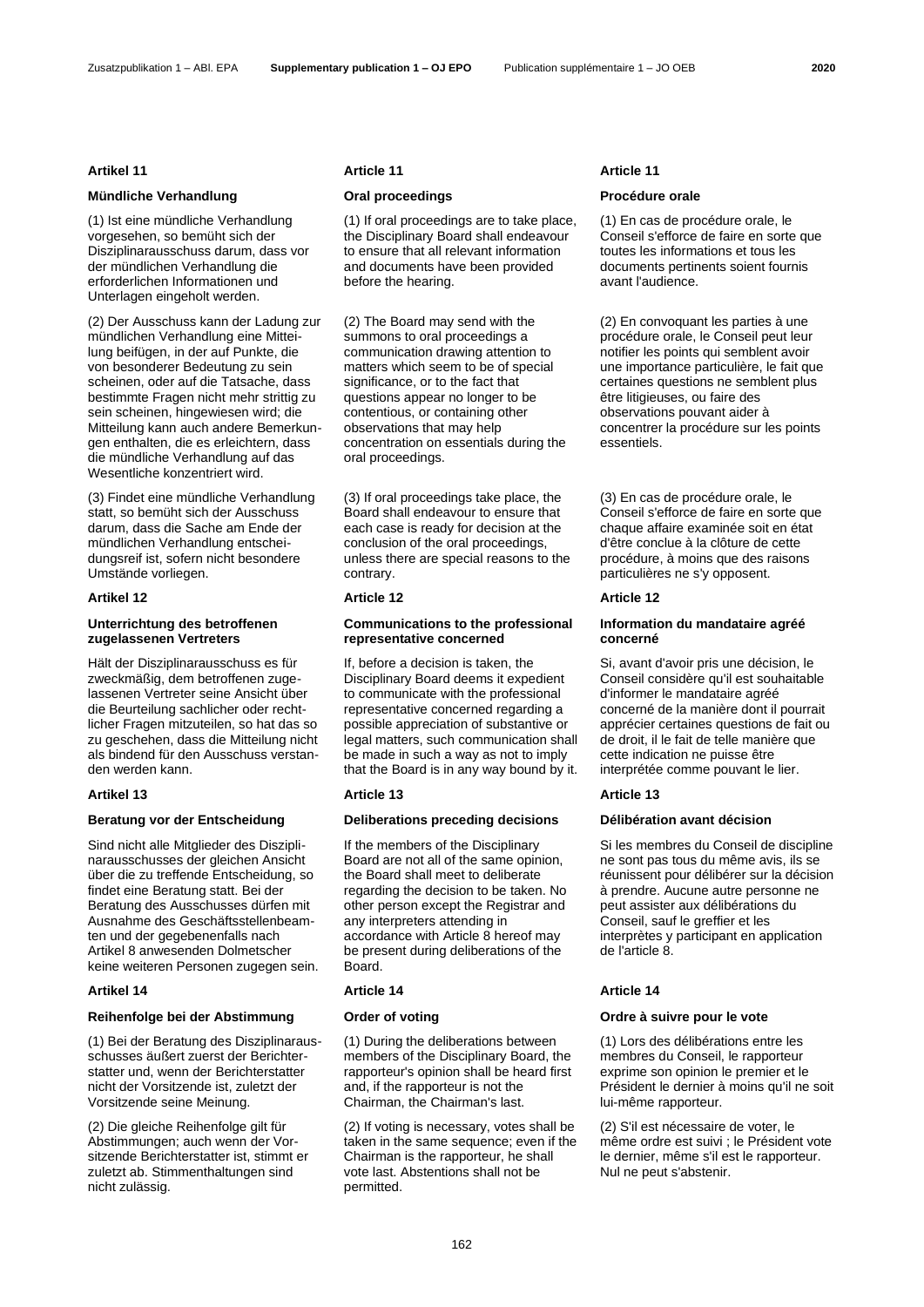## Artikel 11

### Mündliche Verhandlung

(1) Ist eine mündliche Verhandlung vorgesehen, so bemüht sich der Disziplinarausschuss darum, dass vor der mündlichen Verhandlung die erforderlichen Informationen und Unterlagen eingeholt werden.

(2) Der Ausschuss kann der Ladung zur mündlichen Verhandlung eine Mitteilung beifügen, in der auf Punkte, die von besonderer Bedeutung zu sein scheinen, oder auf die Tatsache, dass bestimmte Fragen nicht mehr strittig zu sein scheinen, hingewiesen wird; die Mitteilung kann auch andere Bemerkungen enthalten, die es erleichtern, dass die mündliche Verhandlung auf das Wesentliche konzentriert wird.

(3) Findet eine mündliche Verhandlung statt, so bemüht sich der Ausschuss darum, dass die Sache am Ende der mündlichen Verhandlung entscheidungsreif ist, sofern nicht besondere Umstände vorliegen.

## Artikel 12

### Unterrichtung des betroffenen zugelassenen Vertreters

Hält der Disziplinarausschuss es für zweckmäßig, dem betroffenen zugelassenen Vertreter seine Ansicht über die Beurteilung sachlicher oder rechtlicher Fragen mitzuteilen, so hat das so zu geschehen, dass die Mitteilung nicht als bindend für den Ausschuss verstanden werden kann.

## Artikel 13

### Beratung vor der Entscheidung

Sind nicht alle Mitglieder des Disziplinarausschusses der gleichen Ansicht über die zu treffende Entscheidung, so findet eine Beratung statt. Bei der Beratung des Ausschusses dürfen mit Ausnahme des Geschäftsstellenbeamten und der gegebenenfalls nach Artikel 8 anwesenden Dolmetscher keine weiteren Personen zugegen sein.

## Artikel 14

### Reihenfolge bei der Abstimmung

(1) Bei der Beratung des Disziplinarausschusses äußert zuerst der Berichterstatter und, wenn der Berichterstatter nicht der Vorsitzende ist, zuletzt der Vorsitzende seine Meinung.

(2) Die gleiche Reihenfolge gilt für Abstimmungen; auch wenn der Vorsitzende Berichterstatter ist, stimmt er zuletzt ab. Stimmenthaltungen sind nicht zulässig.

## Article 11

### Oral proceedings

(1) If oral proceedings are to take place, the Disciplinary Board shall endeavour to ensure that all relevant information and documents have been provided before the hearing.

(2) The Board may send with the summons to oral proceedings a communication drawing attention to matters which seem to be of special significance, or to the fact that questions appear no longer to be contentious, or containing other observations that may help concentration on essentials during the oral proceedings.

(3) If oral proceedings take place, the Board shall endeavour to ensure that each case is ready for decision at the conclusion of the oral proceedings, unless there are special reasons to the contrary.

## Article 12

### Communications to the professional representative concerned

If, before a decision is taken, the Disciplinary Board deems it expedient to communicate with the professional representative concerned regarding a possible appreciation of substantive or legal matters, such communication shall be made in such a way as not to imply that the Board is in any way bound by it.

## Article 13

### Deliberations preceding decisions

If the members of the Disciplinary Board are not all of the same opinion, the Board shall meet to deliberate regarding the decision to be taken. No other person except the Registrar and any interpreters attending in accordance with Article 8 hereof may be present during deliberations of the Board.

## Article 14

### Order of voting

(1) During the deliberations between members of the Disciplinary Board, the rapporteur's opinion shall be heard first and, if the rapporteur is not the Chairman, the Chairman's last.

(2) If voting is necessary, votes shall be taken in the same sequence; even if the Chairman is the rapporteur, he shall vote last. Abstentions shall not be permitted.

## Article 11

### Procédure orale

(1) En cas de procédure orale, le Conseil s'efforce de faire en sorte que toutes les informations et tous les documents pertinents soient fournis avant l'audience.

(2) En convoquant les parties à une procédure orale, le Conseil peut leur notifier les points qui semblent avoir une importance particulière, le fait que certaines questions ne semblent plus être litigieuses, ou faire des observations pouvant aider à concentrer la procédure sur les points essentiels.

(3) En cas de procédure orale, le Conseil s'efforce de faire en sorte que chaque affaire examinée soit en état d'être conclue à la clôture de cette procédure, à moins que des raisons particulières ne s'y opposent.

## Article 12

### Information du mandataire agréé concerné

Si, avant d'avoir pris une décision, le Conseil considère qu'il est souhaitable d'informer le mandataire agréé concerné de la manière dont il pourrait apprécier certaines questions de fait ou de droit, il le fait de telle manière que cette indication ne puisse être interprétée comme pouvant le lier.

## Article 13

### Délibération avant décision

Si les membres du Conseil de discipline ne sont pas tous du même avis, ils se réunissent pour délibérer sur la décision à prendre. Aucune autre personne ne peut assister aux délibérations du Conseil, sauf le greffier et les interprètes y participant en application de l'article 8.

## Article 14

### Ordre à suivre pour le vote

(1) Lors des délibérations entre les membres du Conseil, le rapporteur exprime son opinion le premier et le Président le dernier à moins qu'il ne soit lui-même rapporteur.

(2) S'il est nécessaire de voter, le même ordre est suivi ; le Président vote le dernier, même s'il est le rapporteur. Nul ne peut s'abstenir.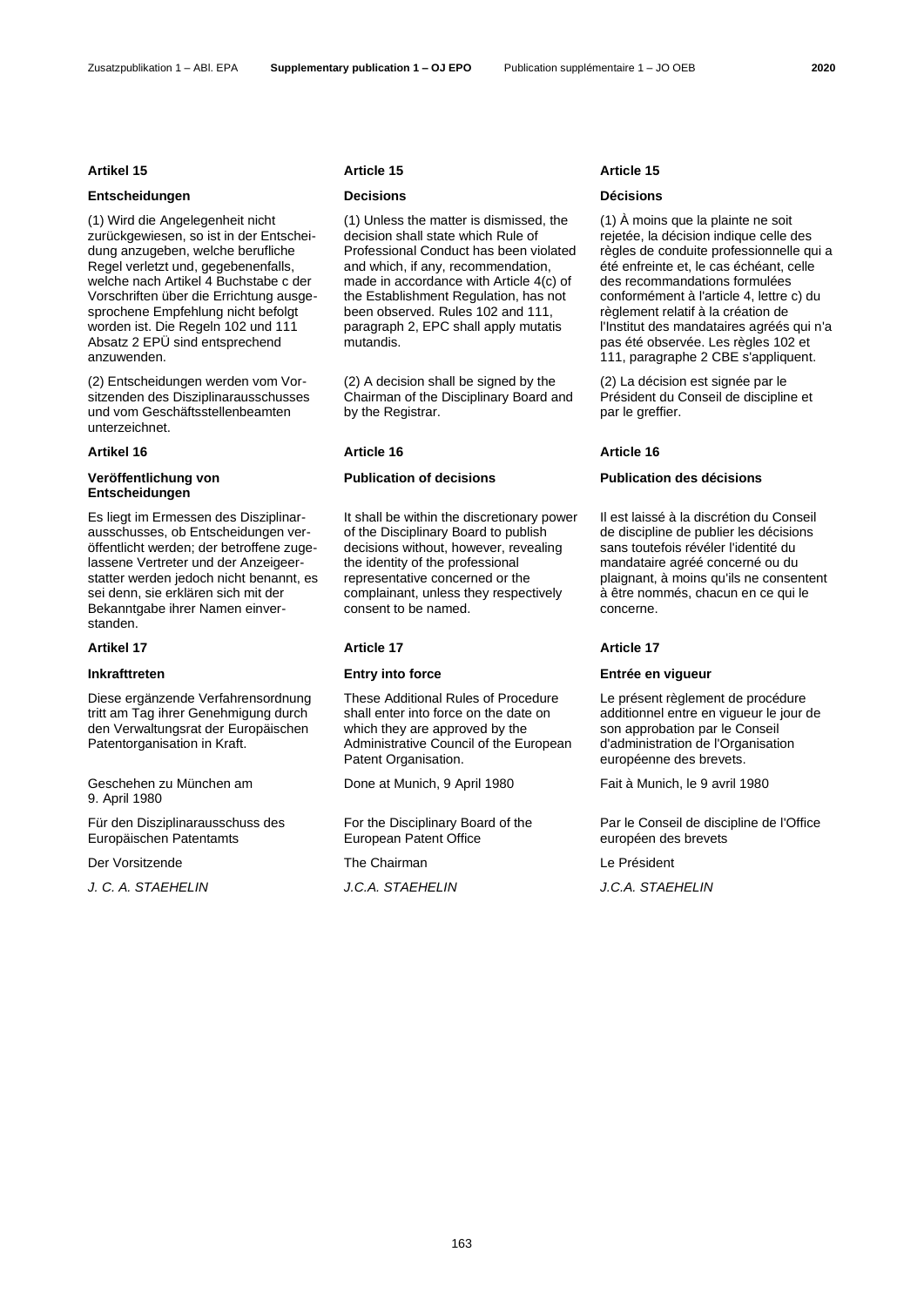### Artikel 15

**Entscheidungen**

(1) Wird die Angelegenheit nicht zurückgewiesen, so ist in der Entscheidung anzugeben, welche berufliche Regel verletzt und, gegebenenfalls, welche nach Artikel 4 Buchstabe c der Vorschriften über die Errichtung ausgesprochene Empfehlung nicht befolgt worden ist. Die Regeln 102 und 111 Absatz 2 EPÜ sind entsprechend anzuwenden.

(2) Entscheidungen werden vom Vorsitzenden des Disziplinarausschusses und vom Geschäftsstellenbeamten unterzeichnet.

### Artikel 16

**Veröffentlichung von Entscheidungen**

Es liegt im Ermessen des Disziplinarausschusses, ob Entscheidungen veröffentlicht werden; der betroffene zugelassene Vertreter und der Anzeigeerstatter werden jedoch nicht benannt, es sei denn, sie erklären sich mit der Bekanntgabe ihrer Namen einverstanden.

### Artikel 17

**Inkrafttreten**

Diese ergänzende Verfahrensordnung tritt am Tag ihrer Genehmigung durch den Verwaltungsrat der Europäischen Patentorganisation in Kraft.

Geschehen zu München am 9. April 1980

Für den Disziplinarausschuss des Europäischen Patentamts

Der Vorsitzende

*J. C. A. STAEHELIN*

### Article 15

**Decisions**

(1) Unless the matter is dismissed, the decision shall state which Rule of Professional Conduct has been violated and which, if any, recommendation, made in accordance with Article 4(c) of the Establishment Regulation, has not been observed. Rules 102 and 111, paragraph 2, EPC shall apply mutatis mutandis.

(2) A decision shall be signed by the Chairman of the Disciplinary Board and by the Registrar.

### Article 16

**Publication of decisions**

It shall be within the discretionary power of the Disciplinary Board to publish decisions without, however, revealing the identity of the professional representative concerned or the complainant, unless they respectively consent to be named.

### Article 17

**Entry into force**

These Additional Rules of Procedure shall enter into force on the date on which they are approved by the Administrative Council of the European Patent Organisation.

Done at Munich, 9 April 1980

For the Disciplinary Board of the European Patent Office

The Chairman

*J.C.A. STAEHELIN*

### Article 15

**Décisions**

(1) À moins que la plainte ne soit rejetée, la décision indique celle des règles de conduite professionnelle qui a été enfreinte et, le cas échéant, celle des recommandations formulées conformément à l'article 4, lettre c) du règlement relatif à la création de l'Institut des mandataires agréés qui n'a pas été observée. Les règles 102 et 111, paragraphe 2 CBE s'appliquent.

(2) La décision est signée par le Président du Conseil de discipline et par le greffier.

### Article 16

**Publication des décisions**

Il est laissé à la discrétion du Conseil de discipline de publier les décisions sans toutefois révéler l'identité du mandataire agréé concerné ou du plaignant, à moins qu'ils ne consentent à être nommés, chacun en ce qui le concerne.

### Article 17

**Entrée en vigueur**

Le présent règlement de procédure additionnel entre en vigueur le jour de son approbation par le Conseil d'administration de l'Organisation européenne des brevets.

Fait à Munich, le 9 avril 1980

Par le Conseil de discipline de l'Office européen des brevets

Le Président

*J.C.A. STAEHELIN*